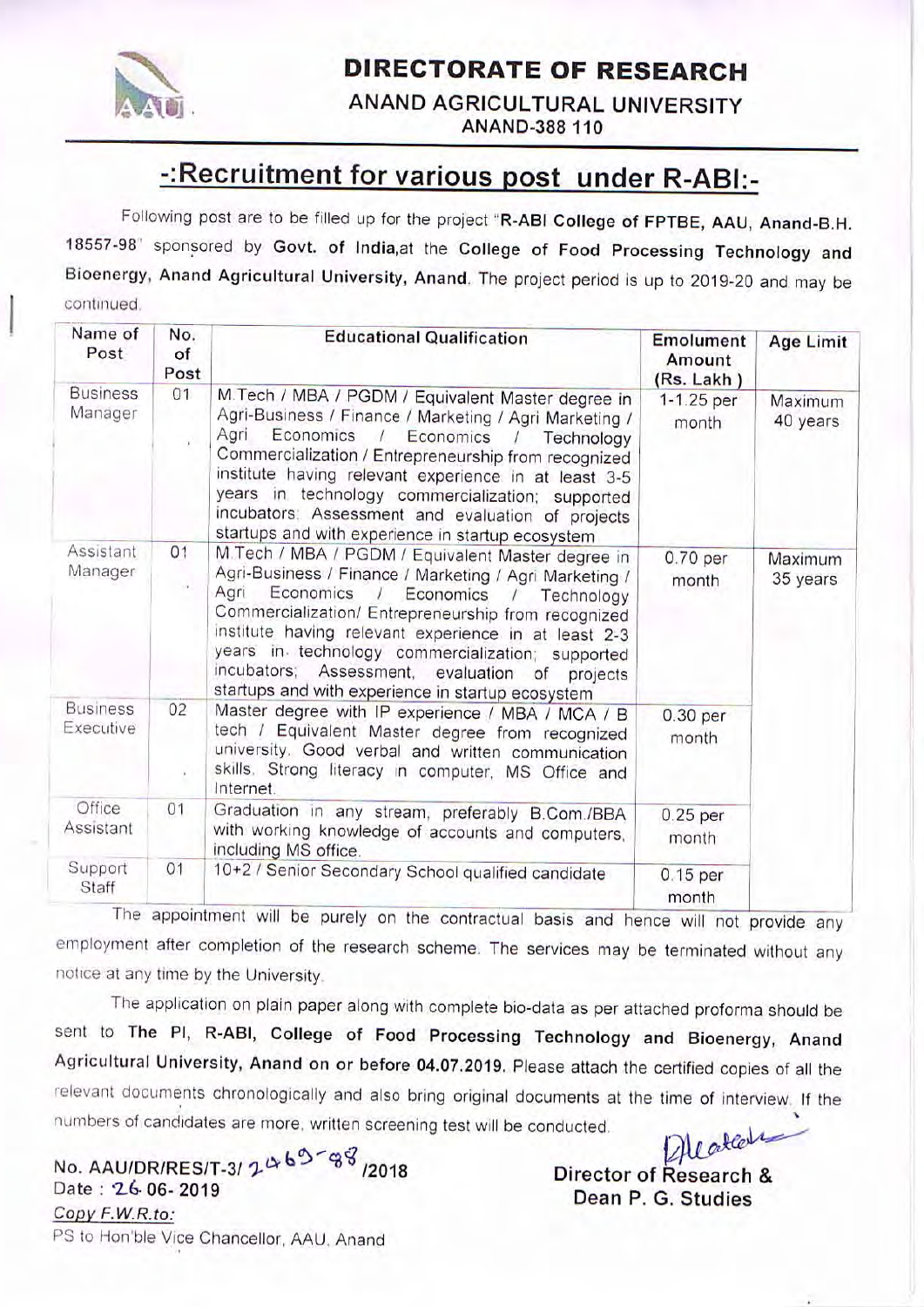# DIRECTORATE OF RESEARCH

**ANAND AGRICULTURAL UNIVERSITY**
**ANAND-388 110**

## -:Recruitment for various post under R-ABI:-

Following post are to be filled up for the project "**R-ABI College of FPTBE, AAU, Anand-B.H. 18557-98**" sponsored by **Govt. of India**,at the **College of Food Processing Technology and Bioenergy, Anand Agricultural University, Anand**. The project period is up to 2019-20 and may be continued.

| Name of Post | No. of Post | Educational Qualification | Emolument Amount (Rs. Lakh) | Age Limit |
|---|---|---|---|---|
| Business Manager | 01 | M.Tech / MBA / PGDM / Equivalent Master degree in Agri-Business / Finance / Marketing / Agri Marketing / Agri Economics / Economics / Technology Commercialization / Entrepreneurship from recognized institute having relevant experience in at least 3-5 years in technology commercialization; supported incubators; Assessment and evaluation of projects startups and with experience in startup ecosystem | 1-1.25 per month | Maximum 40 years |
| Assistant Manager | 01 | M.Tech / MBA / PGDM / Equivalent Master degree in Agri-Business / Finance / Marketing / Agri Marketing / Agri Economics / Economics / Technology Commercialization/ Entrepreneurship from recognized institute having relevant experience in at least 2-3 years in technology commercialization; supported incubators; Assessment, evaluation of projects startups and with experience in startup ecosystem | 0.70 per month | Maximum 35 years |
| Business Executive | 02 | Master degree with IP experience / MBA / MCA / B tech / Equivalent Master degree from recognized university. Good verbal and written communication skills. Strong literacy in computer, MS Office and Internet. | 0.30 per month | |
| Office Assistant | 01 | Graduation in any stream, preferably B.Com./BBA with working knowledge of accounts and computers, including MS office. | 0.25 per month | |
| Support Staff | 01 | 10+2 / Senior Secondary School qualified candidate | 0.15 per month | |

The appointment will be purely on the contractual basis and hence will not provide any employment after completion of the research scheme. The services may be terminated without any notice at any time by the University.

The application on plain paper along with complete bio-data as per attached proforma should be sent to **The PI, R-ABI, College of Food Processing Technology and Bioenergy, Anand Agricultural University, Anand on or before 04.07.2019.** Please attach the certified copies of all the relevant documents chronologically and also bring original documents at the time of interview. If the numbers of candidates are more, written screening test will be conducted.

**No. AAU/DR/RES/T-3/ 2469-88 /2018**
**Date : 26-06- 2019**

**Director of Research &**
**Dean P. G. Studies**

*Copy F.W.R.to:*
PS to Hon'ble Vice Chancellor, AAU, Anand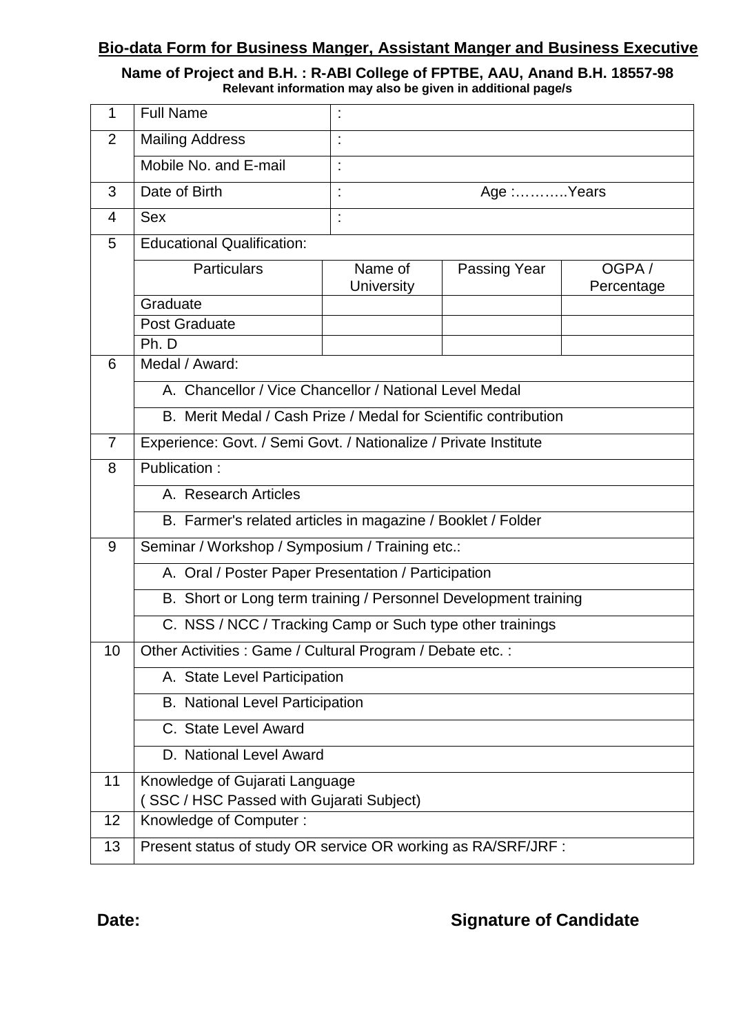## Bio-data Form for Business Manger, Assistant Manger and Business Executive

**Name of Project and B.H. : R-ABI College of FPTBE, AAU, Anand B.H. 18557-98**
**Relevant information may also be given in additional page/s**

| | | | | |
|---|---|---|---|---|
| 1 | Full Name | : | | |
| 2 | Mailing Address | : | | |
| | Mobile No. and E-mail | : | | |
| 3 | Date of Birth | : | Age :………..Years | |
| 4 | Sex | : | | |
| 5 | Educational Qualification: | | | |
| | Particulars | Name of University | Passing Year | OGPA / Percentage |
| | Graduate | | | |
| | Post Graduate | | | |
| | Ph. D | | | |
| 6 | Medal / Award: | | | |
| | A. Chancellor / Vice Chancellor / National Level Medal | | | |
| | B. Merit Medal / Cash Prize / Medal for Scientific contribution | | | |
| 7 | Experience: Govt. / Semi Govt. / Nationalize / Private Institute | | | |
| 8 | Publication : | | | |
| | A. Research Articles | | | |
| | B. Farmer's related articles in magazine / Booklet / Folder | | | |
| 9 | Seminar / Workshop / Symposium / Training etc.: | | | |
| | A. Oral / Poster Paper Presentation / Participation | | | |
| | B. Short or Long term training / Personnel Development training | | | |
| | C. NSS / NCC / Tracking Camp or Such type other trainings | | | |
| 10 | Other Activities : Game / Cultural Program / Debate etc. : | | | |
| | A. State Level Participation | | | |
| | B. National Level Participation | | | |
| | C. State Level Award | | | |
| | D. National Level Award | | | |
| 11 | Knowledge of Gujarati Language ( SSC / HSC Passed with Gujarati Subject) | | | |
| 12 | Knowledge of Computer : | | | |
| 13 | Present status of study OR service OR working as RA/SRF/JRF : | | | |

**Date:** **Signature of Candidate**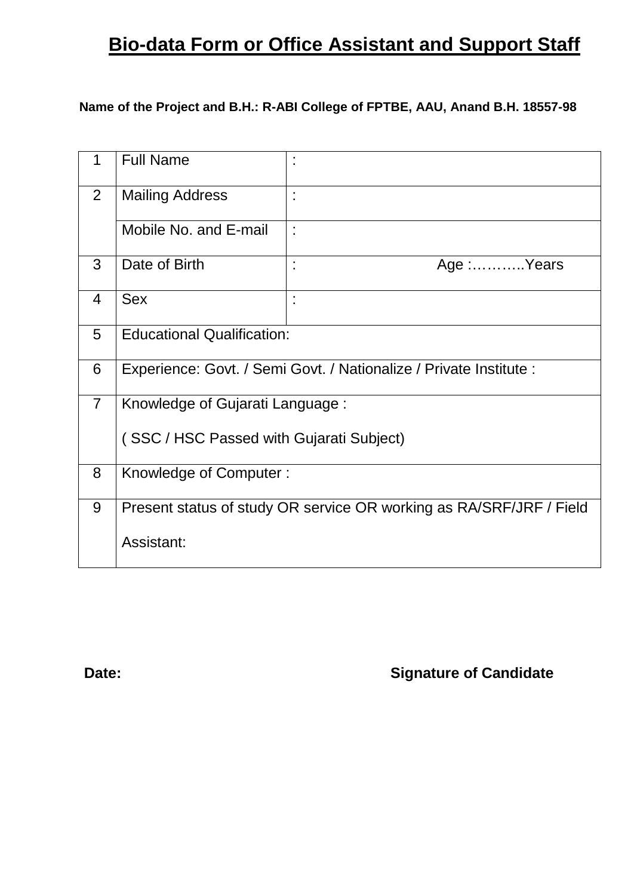# Bio-data Form or Office Assistant and Support Staff

**Name of the Project and B.H.: R-ABI College of FPTBE, AAU, Anand B.H. 18557-98**

| | | |
|---|---|---|
| 1 | Full Name | : |
| 2 | Mailing Address | : |
| | Mobile No. and E-mail | : |
| 3 | Date of Birth | : Age :………..Years |
| 4 | Sex | : |
| 5 | Educational Qualification: | |
| 6 | Experience: Govt. / Semi Govt. / Nationalize / Private Institute : | |
| 7 | Knowledge of Gujarati Language :<br><br>( SSC / HSC Passed with Gujarati Subject) | |
| 8 | Knowledge of Computer : | |
| 9 | Present status of study OR service OR working as RA/SRF/JRF / Field Assistant: | |

**Date:** **Signature of Candidate**